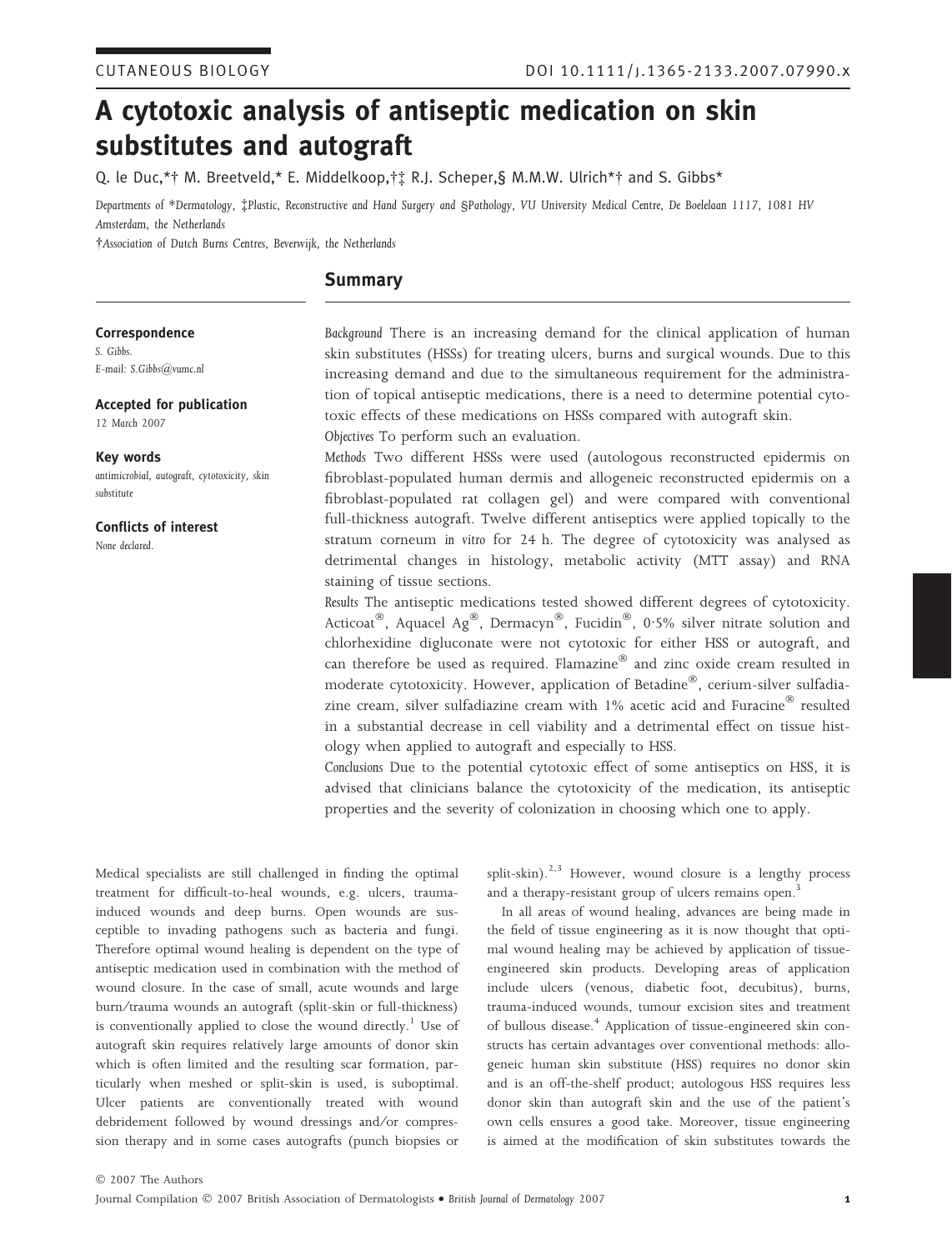CUTANEOUS BIOLOGY

DOI 10.1111/j.1365-2133.2007.07990.x

# A cytotoxic analysis of antiseptic medication on skin substitutes and autograft

Q. le Duc,*† M. Breetveld,* E. Middelkoop,†‡ R.J. Scheper,§ M.M.W. Ulrich*† and S. Gibbs*

*Departments of \*Dermatology, ‡Plastic, Reconstructive and Hand Surgery and §Pathology, VU University Medical Centre, De Boelelaan 1117, 1081 HV Amsterdam, the Netherlands*

*†Association of Dutch Burns Centres, Beverwijk, the Netherlands*

**Correspondence**
S. Gibbs.
E-mail: S.Gibbs@vumc.nl

**Accepted for publication**
12 March 2007

**Key words**
antimicrobial, autograft, cytotoxicity, skin substitute

**Conflicts of interest**
None declared.

## Summary

*Background* There is an increasing demand for the clinical application of human skin substitutes (HSSs) for treating ulcers, burns and surgical wounds. Due to this increasing demand and due to the simultaneous requirement for the administration of topical antiseptic medications, there is a need to determine potential cytotoxic effects of these medications on HSSs compared with autograft skin.

*Objectives* To perform such an evaluation.

*Methods* Two different HSSs were used (autologous reconstructed epidermis on fibroblast-populated human dermis and allogeneic reconstructed epidermis on a fibroblast-populated rat collagen gel) and were compared with conventional full-thickness autograft. Twelve different antiseptics were applied topically to the stratum corneum *in vitro* for 24 h. The degree of cytotoxicity was analysed as detrimental changes in histology, metabolic activity (MTT assay) and RNA staining of tissue sections.

*Results* The antiseptic medications tested showed different degrees of cytotoxicity. Acticoat®, Aquacel Ag®, Dermacyn®, Fucidin®, 0·5% silver nitrate solution and chlorhexidine digluconate were not cytotoxic for either HSS or autograft, and can therefore be used as required. Flamazine® and zinc oxide cream resulted in moderate cytotoxicity. However, application of Betadine®, cerium-silver sulfadiazine cream, silver sulfadiazine cream with 1% acetic acid and Furacine® resulted in a substantial decrease in cell viability and a detrimental effect on tissue histology when applied to autograft and especially to HSS.

*Conclusions* Due to the potential cytotoxic effect of some antiseptics on HSS, it is advised that clinicians balance the cytotoxicity of the medication, its antiseptic properties and the severity of colonization in choosing which one to apply.

Medical specialists are still challenged in finding the optimal treatment for difficult-to-heal wounds, e.g. ulcers, trauma-induced wounds and deep burns. Open wounds are susceptible to invading pathogens such as bacteria and fungi. Therefore optimal wound healing is dependent on the type of antiseptic medication used in combination with the method of wound closure. In the case of small, acute wounds and large burn/trauma wounds an autograft (split-skin or full-thickness) is conventionally applied to close the wound directly.[1] Use of autograft skin requires relatively large amounts of donor skin which is often limited and the resulting scar formation, particularly when meshed or split-skin is used, is suboptimal. Ulcer patients are conventionally treated with wound debridement followed by wound dressings and/or compression therapy and in some cases autografts (punch biopsies or split-skin).[2,3] However, wound closure is a lengthy process and a therapy-resistant group of ulcers remains open.[3]

In all areas of wound healing, advances are being made in the field of tissue engineering as it is now thought that optimal wound healing may be achieved by application of tissue-engineered skin products. Developing areas of application include ulcers (venous, diabetic foot, decubitus), burns, trauma-induced wounds, tumour excision sites and treatment of bullous disease.[4] Application of tissue-engineered skin constructs has certain advantages over conventional methods: allogeneic human skin substitute (HSS) requires no donor skin and is an off-the-shelf product; autologous HSS requires less donor skin than autograft skin and the use of the patient's own cells ensures a good take. Moreover, tissue engineering is aimed at the modification of skin substitutes towards the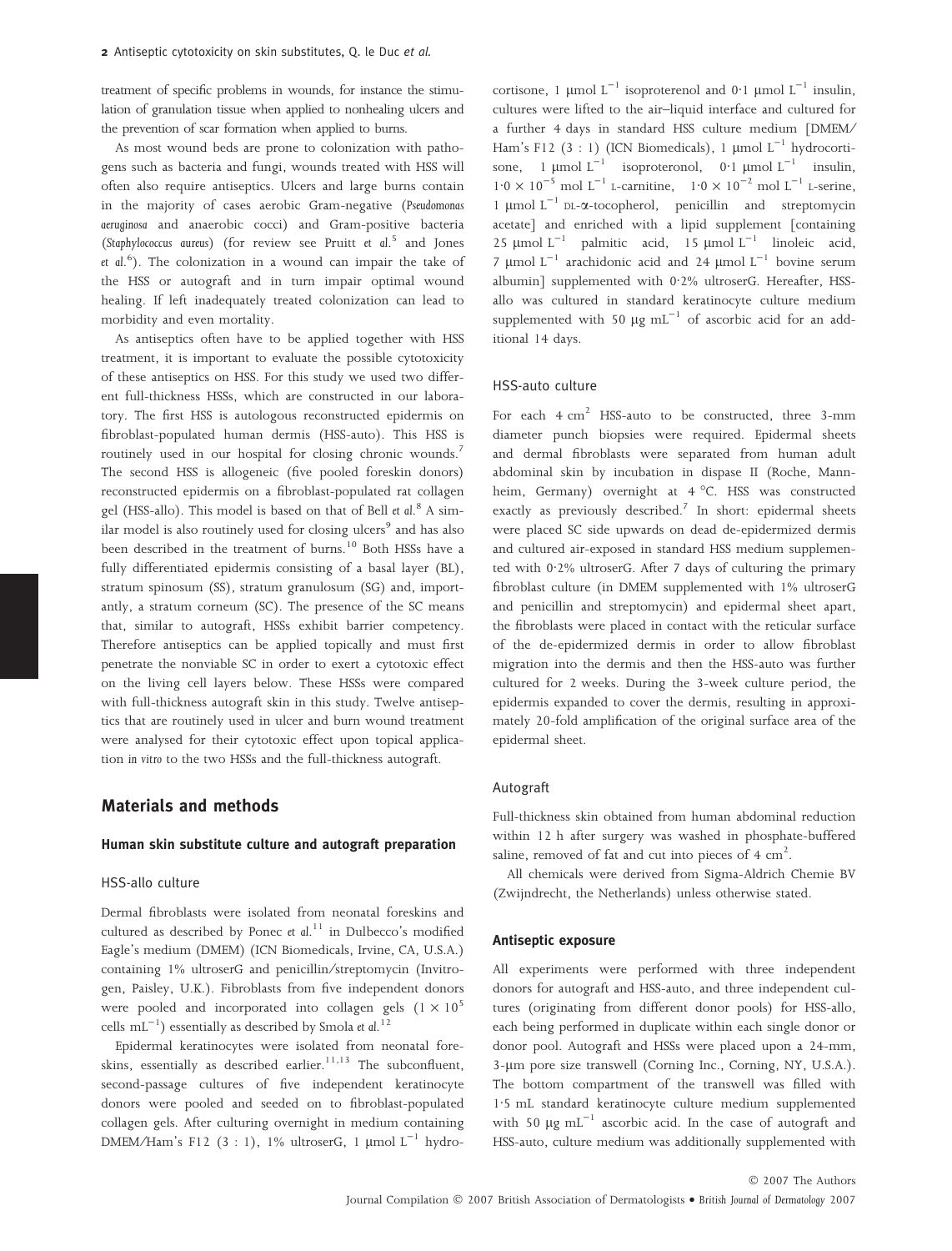treatment of specific problems in wounds, for instance the stimulation of granulation tissue when applied to nonhealing ulcers and the prevention of scar formation when applied to burns.

As most wound beds are prone to colonization with pathogens such as bacteria and fungi, wounds treated with HSS will often also require antiseptics. Ulcers and large burns contain in the majority of cases aerobic Gram-negative (*Pseudomonas aeruginosa* and anaerobic cocci) and Gram-positive bacteria (*Staphylococcus aureus*) (for review see Pruitt *et al.*[5] and Jones *et al.*[6]). The colonization in a wound can impair the take of the HSS or autograft and in turn impair optimal wound healing. If left inadequately treated colonization can lead to morbidity and even mortality.

As antiseptics often have to be applied together with HSS treatment, it is important to evaluate the possible cytotoxicity of these antiseptics on HSS. For this study we used two different full-thickness HSSs, which are constructed in our laboratory. The first HSS is autologous reconstructed epidermis on fibroblast-populated human dermis (HSS-auto). This HSS is routinely used in our hospital for closing chronic wounds.[7] The second HSS is allogeneic (five pooled foreskin donors) reconstructed epidermis on a fibroblast-populated rat collagen gel (HSS-allo). This model is based on that of Bell *et al.*[8] A similar model is also routinely used for closing ulcers[9] and has also been described in the treatment of burns.[10] Both HSSs have a fully differentiated epidermis consisting of a basal layer (BL), stratum spinosum (SS), stratum granulosum (SG) and, importantly, a stratum corneum (SC). The presence of the SC means that, similar to autograft, HSSs exhibit barrier competency. Therefore antiseptics can be applied topically and must first penetrate the nonviable SC in order to exert a cytotoxic effect on the living cell layers below. These HSSs were compared with full-thickness autograft skin in this study. Twelve antiseptics that are routinely used in ulcer and burn wound treatment were analysed for their cytotoxic effect upon topical application *in vitro* to the two HSSs and the full-thickness autograft.

## Materials and methods

### Human skin substitute culture and autograft preparation

#### HSS-allo culture

Dermal fibroblasts were isolated from neonatal foreskins and cultured as described by Ponec *et al.*[11] in Dulbecco's modified Eagle's medium (DMEM) (ICN Biomedicals, Irvine, CA, U.S.A.) containing 1% ultroserG and penicillin/streptomycin (Invitrogen, Paisley, U.K.). Fibroblasts from five independent donors were pooled and incorporated into collagen gels ($1 \times 10^5$ cells mL$^{-1}$) essentially as described by Smola *et al.*[12]

Epidermal keratinocytes were isolated from neonatal foreskins, essentially as described earlier.[11,13] The subconfluent, second-passage cultures of five independent keratinocyte donors were pooled and seeded on to fibroblast-populated collagen gels. After culturing overnight in medium containing DMEM/Ham's F12 (3 : 1), 1% ultroserG, 1 μmol L$^{-1}$ hydrocortisone, 1 μmol L$^{-1}$ isoproterenol and 0·1 μmol L$^{-1}$ insulin, cultures were lifted to the air–liquid interface and cultured for a further 4 days in standard HSS culture medium [DMEM/Ham's F12 (3 : 1) (ICN Biomedicals), 1 μmol L$^{-1}$ hydrocortisone, 1 μmol L$^{-1}$ isoproteronol, 0·1 μmol L$^{-1}$ insulin, $1{\cdot}0 \times 10^{-5}$ mol L$^{-1}$ L-carnitine, $1{\cdot}0 \times 10^{-2}$ mol L$^{-1}$ L-serine, 1 μmol L$^{-1}$ DL-α-tocopherol, penicillin and streptomycin acetate] and enriched with a lipid supplement [containing 25 μmol L$^{-1}$ palmitic acid, 15 μmol L$^{-1}$ linoleic acid, 7 μmol L$^{-1}$ arachidonic acid and 24 μmol L$^{-1}$ bovine serum albumin] supplemented with 0·2% ultroserG. Hereafter, HSS-allo was cultured in standard keratinocyte culture medium supplemented with 50 μg mL$^{-1}$ of ascorbic acid for an additional 14 days.

#### HSS-auto culture

For each 4 cm$^2$ HSS-auto to be constructed, three 3-mm diameter punch biopsies were required. Epidermal sheets and dermal fibroblasts were separated from human adult abdominal skin by incubation in dispase II (Roche, Mannheim, Germany) overnight at 4 °C. HSS was constructed exactly as previously described.[7] In short: epidermal sheets were placed SC side upwards on dead de-epidermized dermis and cultured air-exposed in standard HSS medium supplemented with 0·2% ultroserG. After 7 days of culturing the primary fibroblast culture (in DMEM supplemented with 1% ultroserG and penicillin and streptomycin) and epidermal sheet apart, the fibroblasts were placed in contact with the reticular surface of the de-epidermized dermis in order to allow fibroblast migration into the dermis and then the HSS-auto was further cultured for 2 weeks. During the 3-week culture period, the epidermis expanded to cover the dermis, resulting in approximately 20-fold amplification of the original surface area of the epidermal sheet.

#### Autograft

Full-thickness skin obtained from human abdominal reduction within 12 h after surgery was washed in phosphate-buffered saline, removed of fat and cut into pieces of 4 cm$^2$.

All chemicals were derived from Sigma-Aldrich Chemie BV (Zwijndrecht, the Netherlands) unless otherwise stated.

### Antiseptic exposure

All experiments were performed with three independent donors for autograft and HSS-auto, and three independent cultures (originating from different donor pools) for HSS-allo, each being performed in duplicate within each single donor or donor pool. Autograft and HSSs were placed upon a 24-mm, 3-μm pore size transwell (Corning Inc., Corning, NY, U.S.A.). The bottom compartment of the transwell was filled with 1·5 mL standard keratinocyte culture medium supplemented with 50 μg mL$^{-1}$ ascorbic acid. In the case of autograft and HSS-auto, culture medium was additionally supplemented with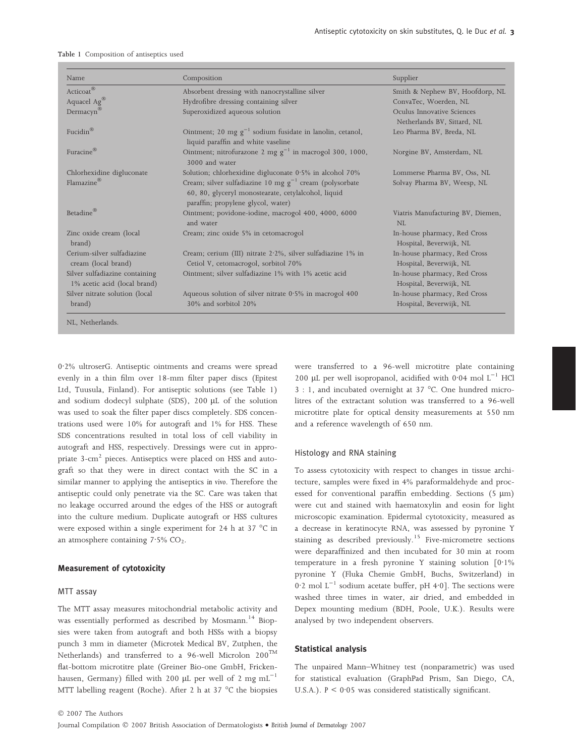Table 1 Composition of antiseptics used

| Name | Composition | Supplier |
| --- | --- | --- |
| Acticoat® | Absorbent dressing with nanocrystalline silver | Smith & Nephew BV, Hoofdorp, NL |
| Aquacel Ag® | Hydrofibre dressing containing silver | ConvaTec, Woerden, NL |
| Dermacyn® | Superoxidized aqueous solution | Oculus Innovative Sciences Netherlands BV, Sittard, NL |
| Fucidin® | Ointment; 20 mg $g^{-1}$ sodium fusidate in lanolin, cetanol, liquid paraffin and white vaseline | Leo Pharma BV, Breda, NL |
| Furacine® | Ointment; nitrofurazone 2 mg $g^{-1}$ in macrogol 300, 1000, 3000 and water | Norgine BV, Amsterdam, NL |
| Chlorhexidine digluconate | Solution; chlorhexidine digluconate 0·5% in alcohol 70% | Lommerse Pharma BV, Oss, NL |
| Flamazine® | Cream; silver sulfadiazine 10 mg $g^{-1}$ cream (polysorbate 60, 80, glyceryl monostearate, cetylalcohol, liquid paraffin; propylene glycol, water) | Solvay Pharma BV, Weesp, NL |
| Betadine® | Ointment; povidone-iodine, macrogol 400, 4000, 6000 and water | Viatris Manufacturing BV, Diemen, NL |
| Zinc oxide cream (local brand) | Cream; zinc oxide 5% in cetomacrogol | In-house pharmacy, Red Cross Hospital, Beverwijk, NL |
| Cerium-silver sulfadiazine cream (local brand) | Cream; cerium (III) nitrate 2·2%, silver sulfadiazine 1% in Cetiol V, cetomacrogol, sorbitol 70% | In-house pharmacy, Red Cross Hospital, Beverwijk, NL |
| Silver sulfadiazine containing 1% acetic acid (local brand) | Ointment; silver sulfadiazine 1% with 1% acetic acid | In-house pharmacy, Red Cross Hospital, Beverwijk, NL |
| Silver nitrate solution (local brand) | Aqueous solution of silver nitrate 0·5% in macrogol 400 30% and sorbitol 20% | In-house pharmacy, Red Cross Hospital, Beverwijk, NL |

NL, Netherlands.

0·2% ultroserG. Antiseptic ointments and creams were spread evenly in a thin film over 18-mm filter paper discs (Epitest Ltd, Tuusula, Finland). For antiseptic solutions (see Table 1) and sodium dodecyl sulphate (SDS), 200 μL of the solution was used to soak the filter paper discs completely. SDS concentrations used were 10% for autograft and 1% for HSS. These SDS concentrations resulted in total loss of cell viability in autograft and HSS, respectively. Dressings were cut in appropriate 3-$cm^2$ pieces. Antiseptics were placed on HSS and autograft so that they were in direct contact with the SC in a similar manner to applying the antiseptics *in vivo*. Therefore the antiseptic could only penetrate via the SC. Care was taken that no leakage occurred around the edges of the HSS or autograft into the culture medium. Duplicate autograft or HSS cultures were exposed within a single experiment for 24 h at 37 °C in an atmosphere containing 7·5% $CO_2$.

## Measurement of cytotoxicity

### MTT assay

The MTT assay measures mitochondrial metabolic activity and was essentially performed as described by Mosmann.[14] Biopsies were taken from autograft and both HSSs with a biopsy punch 3 mm in diameter (Microtek Medical BV, Zutphen, the Netherlands) and transferred to a 96-well Microlon 200™ flat-bottom microtitre plate (Greiner Bio-one GmbH, Frickenhausen, Germany) filled with 200 μL per well of 2 mg $mL^{-1}$ MTT labelling reagent (Roche). After 2 h at 37 °C the biopsies were transferred to a 96-well microtitre plate containing 200 μL per well isopropanol, acidified with 0·04 mol $L^{-1}$ HCl 3 : 1, and incubated overnight at 37 °C. One hundred microlitres of the extractant solution was transferred to a 96-well microtitre plate for optical density measurements at 550 nm and a reference wavelength of 650 nm.

### Histology and RNA staining

To assess cytotoxicity with respect to changes in tissue architecture, samples were fixed in 4% paraformaldehyde and processed for conventional paraffin embedding. Sections (5 μm) were cut and stained with haematoxylin and eosin for light microscopic examination. Epidermal cytotoxicity, measured as a decrease in keratinocyte RNA, was assessed by pyronine Y staining as described previously.[15] Five-micrometre sections were deparaffinized and then incubated for 30 min at room temperature in a fresh pyronine Y staining solution [0·1% pyronine Y (Fluka Chemie GmbH, Buchs, Switzerland) in 0·2 mol $L^{-1}$ sodium acetate buffer, pH 4·0]. The sections were washed three times in water, air dried, and embedded in Depex mounting medium (BDH, Poole, U.K.). Results were analysed by two independent observers.

## Statistical analysis

The unpaired Mann–Whitney test (nonparametric) was used for statistical evaluation (GraphPad Prism, San Diego, CA, U.S.A.). $P < 0.05$ was considered statistically significant.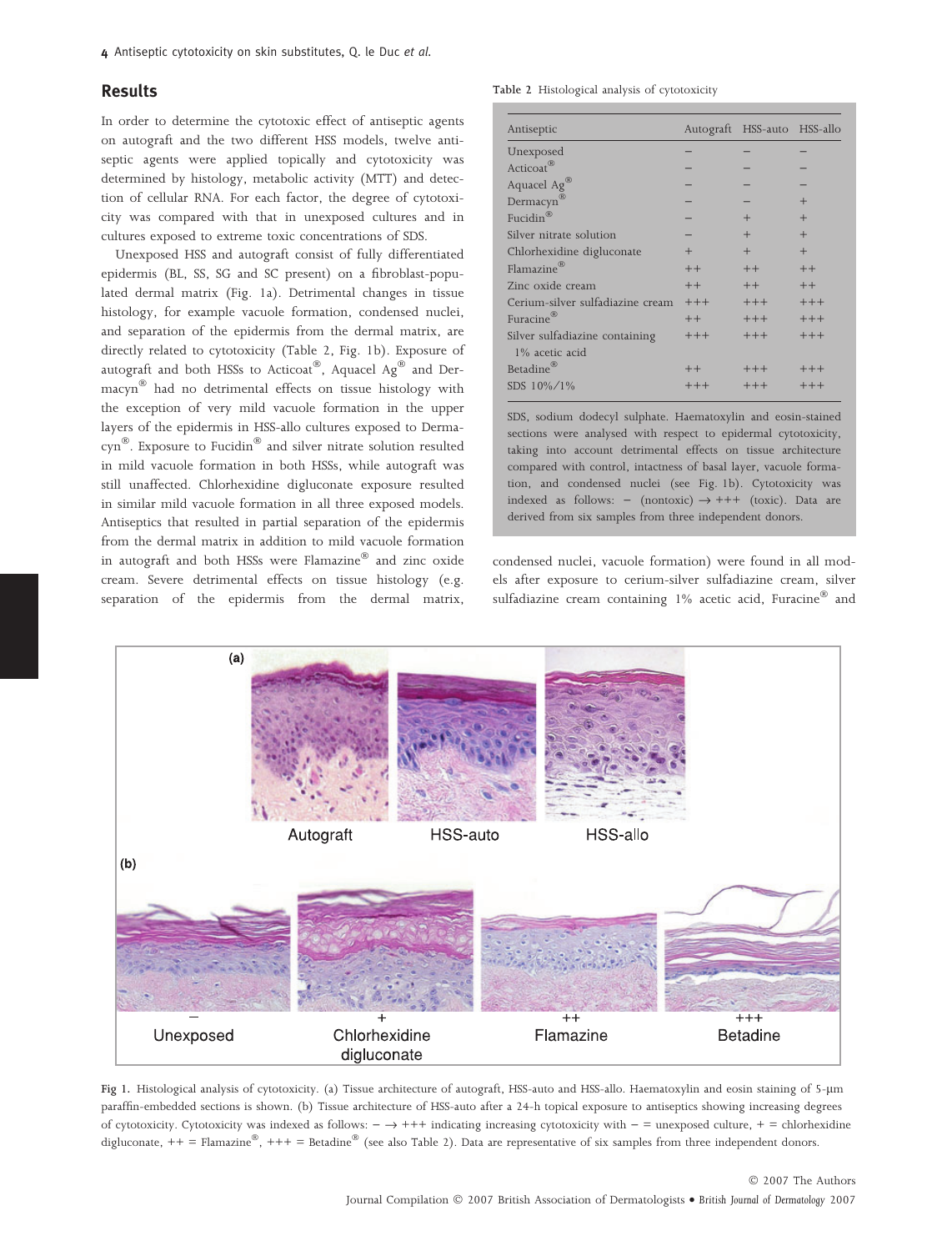## Results

In order to determine the cytotoxic effect of antiseptic agents on autograft and the two different HSS models, twelve antiseptic agents were applied topically and cytotoxicity was determined by histology, metabolic activity (MTT) and detection of cellular RNA. For each factor, the degree of cytotoxicity was compared with that in unexposed cultures and in cultures exposed to extreme toxic concentrations of SDS.

Unexposed HSS and autograft consist of fully differentiated epidermis (BL, SS, SG and SC present) on a fibroblast-populated dermal matrix (Fig. 1a). Detrimental changes in tissue histology, for example vacuole formation, condensed nuclei, and separation of the epidermis from the dermal matrix, are directly related to cytotoxicity (Table 2, Fig. 1b). Exposure of autograft and both HSSs to Acticoat®, Aquacel Ag® and Dermacyn® had no detrimental effects on tissue histology with the exception of very mild vacuole formation in the upper layers of the epidermis in HSS-allo cultures exposed to Dermacyn®. Exposure to Fucidin® and silver nitrate solution resulted in mild vacuole formation in both HSSs, while autograft was still unaffected. Chlorhexidine digluconate exposure resulted in similar mild vacuole formation in all three exposed models. Antiseptics that resulted in partial separation of the epidermis from the dermal matrix in addition to mild vacuole formation in autograft and both HSSs were Flamazine® and zinc oxide cream. Severe detrimental effects on tissue histology (e.g. separation of the epidermis from the dermal matrix, condensed nuclei, vacuole formation) were found in all models after exposure to cerium-silver sulfadiazine cream, silver sulfadiazine cream containing 1% acetic acid, Furacine® and

Table 2 Histological analysis of cytotoxicity

| Antiseptic | Autograft | HSS-auto | HSS-allo |
|---|---|---|---|
| Unexposed | – | – | – |
| Acticoat® | – | – | – |
| Aquacel Ag® | – | – | – |
| Dermacyn® | – | – | + |
| Fucidin® | – | + | + |
| Silver nitrate solution | – | + | + |
| Chlorhexidine digluconate | + | + | + |
| Flamazine® | ++ | ++ | ++ |
| Zinc oxide cream | ++ | ++ | ++ |
| Cerium-silver sulfadiazine cream | +++ | +++ | +++ |
| Furacine® | ++ | +++ | +++ |
| Silver sulfadiazine containing 1% acetic acid | +++ | +++ | +++ |
| Betadine® | ++ | +++ | +++ |
| SDS 10%/1% | +++ | +++ | +++ |

SDS, sodium dodecyl sulphate. Haematoxylin and eosin-stained sections were analysed with respect to epidermal cytotoxicity, taking into account detrimental effects on tissue architecture compared with control, intactness of basal layer, vacuole formation, and condensed nuclei (see Fig. 1b). Cytotoxicity was indexed as follows: – (nontoxic) → +++ (toxic). Data are derived from six samples from three independent donors.

Fig 1. Histological analysis of cytotoxicity. (a) Tissue architecture of autograft, HSS-auto and HSS-allo. Haematoxylin and eosin staining of 5-μm paraffin-embedded sections is shown. (b) Tissue architecture of HSS-auto after a 24-h topical exposure to antiseptics showing increasing degrees of cytotoxicity. Cytotoxicity was indexed as follows: – → +++ indicating increasing cytotoxicity with – = unexposed culture, + = chlorhexidine digluconate, ++ = Flamazine®, +++ = Betadine® (see also Table 2). Data are representative of six samples from three independent donors.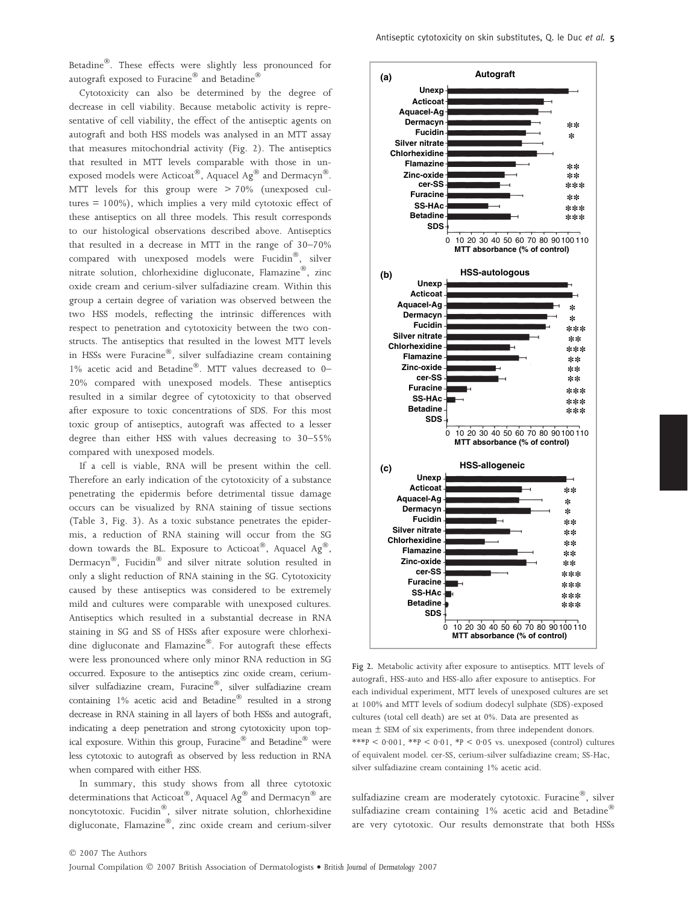Betadine®. These effects were slightly less pronounced for autograft exposed to Furacine® and Betadine®

Cytotoxicity can also be determined by the degree of decrease in cell viability. Because metabolic activity is representative of cell viability, the effect of the antiseptic agents on autograft and both HSS models was analysed in an MTT assay that measures mitochondrial activity (Fig. 2). The antiseptics that resulted in MTT levels comparable with those in unexposed models were Acticoat®, Aquacel Ag® and Dermacyn®. MTT levels for this group were > 70% (unexposed cultures = 100%), which implies a very mild cytotoxic effect of these antiseptics on all three models. This result corresponds to our histological observations described above. Antiseptics that resulted in a decrease in MTT in the range of 30–70% compared with unexposed models were Fucidin®, silver nitrate solution, chlorhexidine digluconate, Flamazine®, zinc oxide cream and cerium-silver sulfadiazine cream. Within this group a certain degree of variation was observed between the two HSS models, reflecting the intrinsic differences with respect to penetration and cytotoxicity between the two constructs. The antiseptics that resulted in the lowest MTT levels in HSSs were Furacine®, silver sulfadiazine cream containing 1% acetic acid and Betadine®. MTT values decreased to 0–20% compared with unexposed models. These antiseptics resulted in a similar degree of cytotoxicity to that observed after exposure to toxic concentrations of SDS. For this most toxic group of antiseptics, autograft was affected to a lesser degree than either HSS with values decreasing to 30–55% compared with unexposed models.

If a cell is viable, RNA will be present within the cell. Therefore an early indication of the cytotoxicity of a substance penetrating the epidermis before detrimental tissue damage occurs can be visualized by RNA staining of tissue sections (Table 3, Fig. 3). As a toxic substance penetrates the epidermis, a reduction of RNA staining will occur from the SG down towards the BL. Exposure to Acticoat®, Aquacel Ag®, Dermacyn®, Fucidin® and silver nitrate solution resulted in only a slight reduction of RNA staining in the SG. Cytotoxicity caused by these antiseptics was considered to be extremely mild and cultures were comparable with unexposed cultures. Antiseptics which resulted in a substantial decrease in RNA staining in SG and SS of HSSs after exposure were chlorhexidine digluconate and Flamazine®. For autograft these effects were less pronounced where only minor RNA reduction in SG occurred. Exposure to the antiseptics zinc oxide cream, cerium-silver sulfadiazine cream, Furacine®, silver sulfadiazine cream containing 1% acetic acid and Betadine® resulted in a strong decrease in RNA staining in all layers of both HSSs and autograft, indicating a deep penetration and strong cytotoxicity upon topical exposure. Within this group, Furacine® and Betadine® were less cytotoxic to autograft as observed by less reduction in RNA when compared with either HSS.

In summary, this study shows from all three cytotoxic determinations that Acticoat®, Aquacel Ag® and Dermacyn® are noncytotoxic. Fucidin®, silver nitrate solution, chlorhexidine digluconate, Flamazine®, zinc oxide cream and cerium-silver sulfadiazine cream are moderately cytotoxic. Furacine®, silver sulfadiazine cream containing 1% acetic acid and Betadine® are very cytotoxic. Our results demonstrate that both HSSs

(a) Autograft

Unexp, Acticoat, Aquacel-Ag, Dermacyn **, Fucidin *, Silver nitrate, Chlorhexidine, Flamazine **, Zinc-oxide **, cer-SS ***, Furacine **, SS-HAc ***, Betadine ***, SDS

0 10 20 30 40 50 60 70 80 90 100 110

MTT absorbance (% of control)

(b) HSS-autologous

Unexp, Acticoat, Aquacel-Ag *, Dermacyn *, Fucidin ***, Silver nitrate **, Chlorhexidine ***, Flamazine **, Zinc-oxide **, cer-SS **, Furacine ***, SS-HAc ***, Betadine ***, SDS

0 10 20 30 40 50 60 70 80 90 100 110

MTT absorbance (% of control)

(c) HSS-allogeneic

Unexp, Acticoat **, Aquacel-Ag *, Dermacyn *, Fucidin **, Silver nitrate **, Chlorhexidine **, Flamazine **, Zinc-oxide **, cer-SS ***, Furacine ***, SS-HAc ***, Betadine ***, SDS

0 10 20 30 40 50 60 70 80 90 100 110

MTT absorbance (% of control)

Fig 2. Metabolic activity after exposure to antiseptics. MTT levels of autograft, HSS-auto and HSS-allo after exposure to antiseptics. For each individual experiment, MTT levels of unexposed cultures are set at 100% and MTT levels of sodium dodecyl sulphate (SDS)-exposed cultures (total cell death) are set at 0%. Data are presented as mean ± SEM of six experiments, from three independent donors. ***$P < 0{\cdot}001$, **$P < 0{\cdot}01$, *$P < 0{\cdot}05$ vs. unexposed (control) cultures of equivalent model. cer-SS, cerium-silver sulfadiazine cream; SS-Hac, silver sulfadiazine cream containing 1% acetic acid.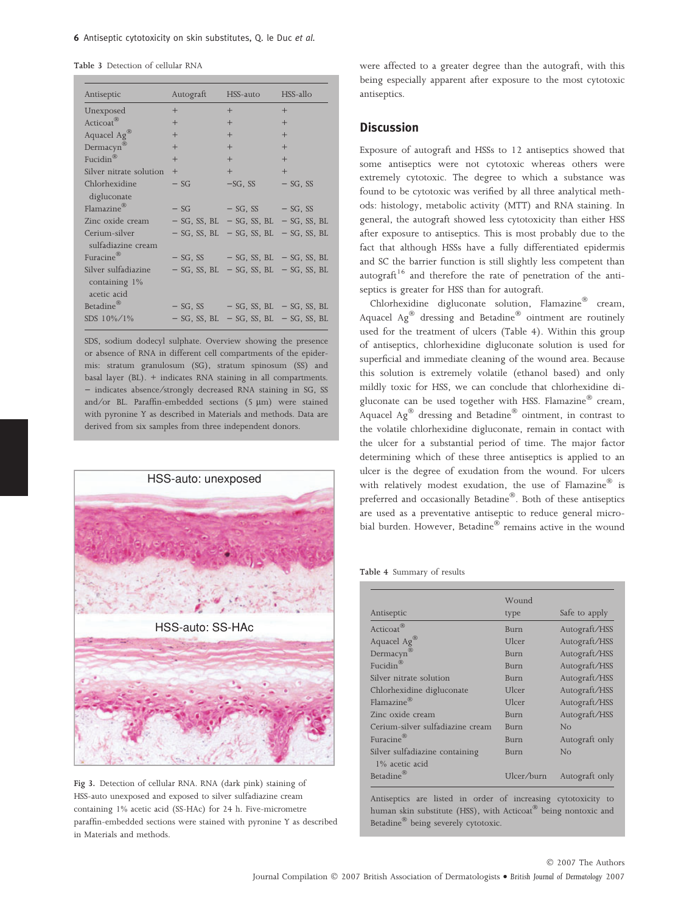Table 3 Detection of cellular RNA

| Antiseptic | Autograft | HSS-auto | HSS-allo |
|---|---|---|---|
| Unexposed | + | + | + |
| Acticoat® | + | + | + |
| Aquacel Ag® | + | + | + |
| Dermacyn® | + | + | + |
| Fucidin® | + | + | + |
| Silver nitrate solution | + | + | + |
| Chlorhexidine digluconate | − SG | −SG, SS | − SG, SS |
| Flamazine® | − SG | − SG, SS | − SG, SS |
| Zinc oxide cream | − SG, SS, BL | − SG, SS, BL | − SG, SS, BL |
| Cerium-silver sulfadiazine cream | − SG, SS, BL | − SG, SS, BL | − SG, SS, BL |
| Furacine® | − SG, SS | − SG, SS, BL | − SG, SS, BL |
| Silver sulfadiazine containing 1% acetic acid | − SG, SS, BL | − SG, SS, BL | − SG, SS, BL |
| Betadine® | − SG, SS | − SG, SS, BL | − SG, SS, BL |
| SDS 10%/1% | − SG, SS, BL | − SG, SS, BL | − SG, SS, BL |

SDS, sodium dodecyl sulphate. Overview showing the presence or absence of RNA in different cell compartments of the epidermis: stratum granulosum (SG), stratum spinosum (SS) and basal layer (BL). + indicates RNA staining in all compartments. − indicates absence/strongly decreased RNA staining in SG, SS and/or BL. Paraffin-embedded sections (5 μm) were stained with pyronine Y as described in Materials and methods. Data are derived from six samples from three independent donors.

Fig 3. Detection of cellular RNA. RNA (dark pink) staining of HSS-auto unexposed and exposed to silver sulfadiazine cream containing 1% acetic acid (SS-HAc) for 24 h. Five-micrometre paraffin-embedded sections were stained with pyronine Y as described in Materials and methods.

were affected to a greater degree than the autograft, with this being especially apparent after exposure to the most cytotoxic antiseptics.

## Discussion

Exposure of autograft and HSSs to 12 antiseptics showed that some antiseptics were not cytotoxic whereas others were extremely cytotoxic. The degree to which a substance was found to be cytotoxic was verified by all three analytical methods: histology, metabolic activity (MTT) and RNA staining. In general, the autograft showed less cytotoxicity than either HSS after exposure to antiseptics. This is most probably due to the fact that although HSSs have a fully differentiated epidermis and SC the barrier function is still slightly less competent than autograft[16] and therefore the rate of penetration of the antiseptics is greater for HSS than for autograft.

Chlorhexidine digluconate solution, Flamazine® cream, Aquacel Ag® dressing and Betadine® ointment are routinely used for the treatment of ulcers (Table 4). Within this group of antiseptics, chlorhexidine digluconate solution is used for superficial and immediate cleaning of the wound area. Because this solution is extremely volatile (ethanol based) and only mildly toxic for HSS, we can conclude that chlorhexidine digluconate can be used together with HSS. Flamazine® cream, Aquacel Ag® dressing and Betadine® ointment, in contrast to the volatile chlorhexidine digluconate, remain in contact with the ulcer for a substantial period of time. The major factor determining which of these three antiseptics is applied to an ulcer is the degree of exudation from the wound. For ulcers with relatively modest exudation, the use of Flamazine® is preferred and occasionally Betadine®. Both of these antiseptics are used as a preventative antiseptic to reduce general microbial burden. However, Betadine® remains active in the wound

Table 4 Summary of results

| Antiseptic | Wound type | Safe to apply |
|---|---|---|
| Acticoat® | Burn | Autograft/HSS |
| Aquacel Ag® | Ulcer | Autograft/HSS |
| Dermacyn® | Burn | Autograft/HSS |
| Fucidin® | Burn | Autograft/HSS |
| Silver nitrate solution | Burn | Autograft/HSS |
| Chlorhexidine digluconate | Ulcer | Autograft/HSS |
| Flamazine® | Ulcer | Autograft/HSS |
| Zinc oxide cream | Burn | Autograft/HSS |
| Cerium-silver sulfadiazine cream | Burn | No |
| Furacine® | Burn | Autograft only |
| Silver sulfadiazine containing 1% acetic acid | Burn | No |
| Betadine® | Ulcer/burn | Autograft only |

Antiseptics are listed in order of increasing cytotoxicity to human skin substitute (HSS), with Acticoat® being nontoxic and Betadine® being severely cytotoxic.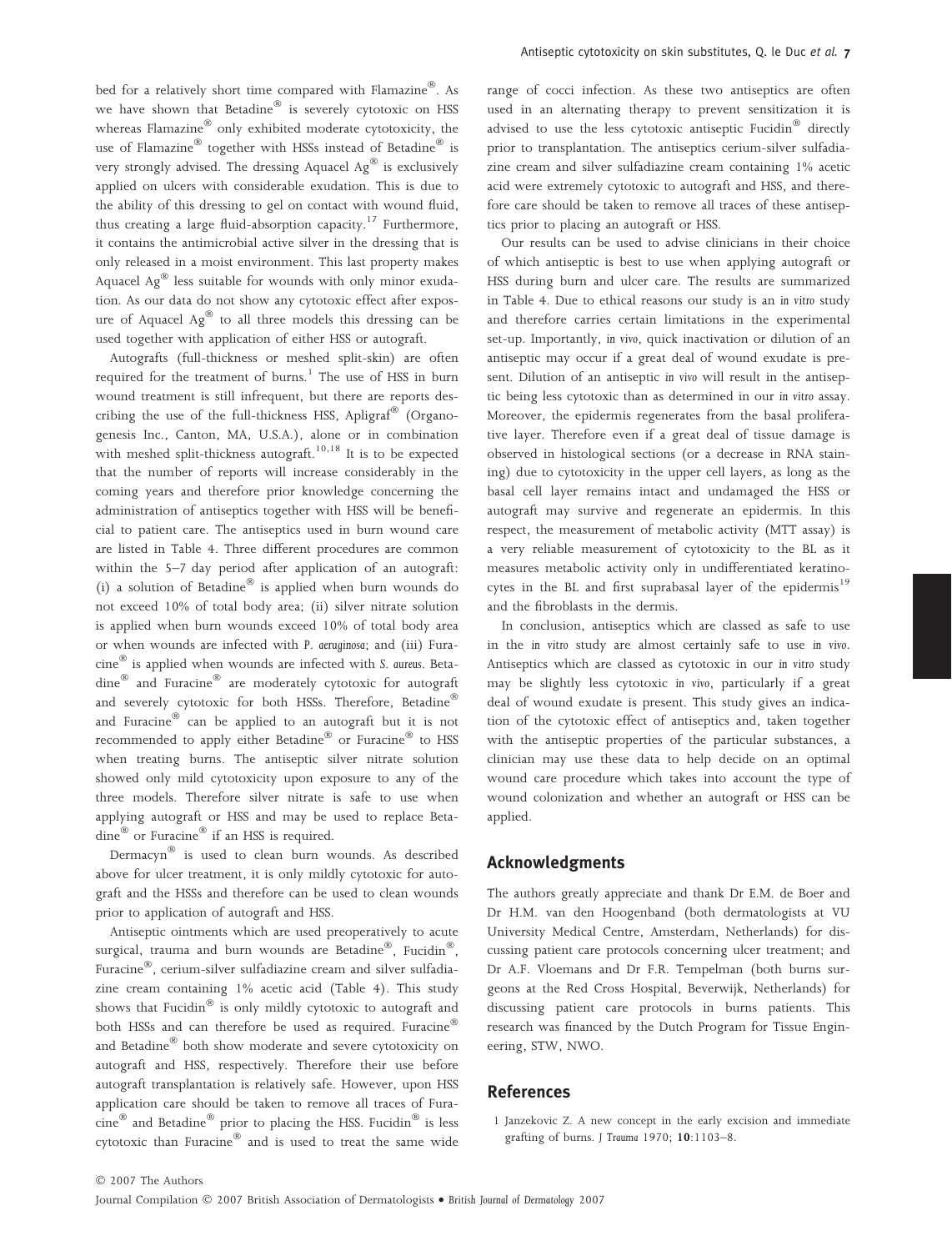bed for a relatively short time compared with Flamazine®. As we have shown that Betadine® is severely cytotoxic on HSS whereas Flamazine® only exhibited moderate cytotoxicity, the use of Flamazine® together with HSSs instead of Betadine® is very strongly advised. The dressing Aquacel Ag® is exclusively applied on ulcers with considerable exudation. This is due to the ability of this dressing to gel on contact with wound fluid, thus creating a large fluid-absorption capacity.[17] Furthermore, it contains the antimicrobial active silver in the dressing that is only released in a moist environment. This last property makes Aquacel Ag® less suitable for wounds with only minor exudation. As our data do not show any cytotoxic effect after exposure of Aquacel Ag® to all three models this dressing can be used together with application of either HSS or autograft.

Autografts (full-thickness or meshed split-skin) are often required for the treatment of burns.[1] The use of HSS in burn wound treatment is still infrequent, but there are reports describing the use of the full-thickness HSS, Apligraf® (Organogenesis Inc., Canton, MA, U.S.A.), alone or in combination with meshed split-thickness autograft.[10,18] It is to be expected that the number of reports will increase considerably in the coming years and therefore prior knowledge concerning the administration of antiseptics together with HSS will be beneficial to patient care. The antiseptics used in burn wound care are listed in Table 4. Three different procedures are common within the 5–7 day period after application of an autograft: (i) a solution of Betadine® is applied when burn wounds do not exceed 10% of total body area; (ii) silver nitrate solution is applied when burn wounds exceed 10% of total body area or when wounds are infected with *P. aeruginosa*; and (iii) Furacine® is applied when wounds are infected with *S. aureus*. Betadine® and Furacine® are moderately cytotoxic for autograft and severely cytotoxic for both HSSs. Therefore, Betadine® and Furacine® can be applied to an autograft but it is not recommended to apply either Betadine® or Furacine® to HSS when treating burns. The antiseptic silver nitrate solution showed only mild cytotoxicity upon exposure to any of the three models. Therefore silver nitrate is safe to use when applying autograft or HSS and may be used to replace Betadine® or Furacine® if an HSS is required.

Dermacyn® is used to clean burn wounds. As described above for ulcer treatment, it is only mildly cytotoxic for autograft and the HSSs and therefore can be used to clean wounds prior to application of autograft and HSS.

Antiseptic ointments which are used preoperatively to acute surgical, trauma and burn wounds are Betadine®, Fucidin®, Furacine®, cerium-silver sulfadiazine cream and silver sulfadiazine cream containing 1% acetic acid (Table 4). This study shows that Fucidin® is only mildly cytotoxic to autograft and both HSSs and can therefore be used as required. Furacine® and Betadine® both show moderate and severe cytotoxicity on autograft and HSS, respectively. Therefore their use before autograft transplantation is relatively safe. However, upon HSS application care should be taken to remove all traces of Furacine® and Betadine® prior to placing the HSS. Fucidin® is less cytotoxic than Furacine® and is used to treat the same wide range of cocci infection. As these two antiseptics are often used in an alternating therapy to prevent sensitization it is advised to use the less cytotoxic antiseptic Fucidin® directly prior to transplantation. The antiseptics cerium-silver sulfadiazine cream and silver sulfadiazine cream containing 1% acetic acid were extremely cytotoxic to autograft and HSS, and therefore care should be taken to remove all traces of these antiseptics prior to placing an autograft or HSS.

Our results can be used to advise clinicians in their choice of which antiseptic is best to use when applying autograft or HSS during burn and ulcer care. The results are summarized in Table 4. Due to ethical reasons our study is an *in vitro* study and therefore carries certain limitations in the experimental set-up. Importantly, *in vivo*, quick inactivation or dilution of an antiseptic may occur if a great deal of wound exudate is present. Dilution of an antiseptic *in vivo* will result in the antiseptic being less cytotoxic than as determined in our *in vitro* assay. Moreover, the epidermis regenerates from the basal proliferative layer. Therefore even if a great deal of tissue damage is observed in histological sections (or a decrease in RNA staining) due to cytotoxicity in the upper cell layers, as long as the basal cell layer remains intact and undamaged the HSS or autograft may survive and regenerate an epidermis. In this respect, the measurement of metabolic activity (MTT assay) is a very reliable measurement of cytotoxicity to the BL as it measures metabolic activity only in undifferentiated keratinocytes in the BL and first suprabasal layer of the epidermis[19] and the fibroblasts in the dermis.

In conclusion, antiseptics which are classed as safe to use in the *in vitro* study are almost certainly safe to use *in vivo*. Antiseptics which are classed as cytotoxic in our *in vitro* study may be slightly less cytotoxic *in vivo*, particularly if a great deal of wound exudate is present. This study gives an indication of the cytotoxic effect of antiseptics and, taken together with the antiseptic properties of the particular substances, a clinician may use these data to help decide on an optimal wound care procedure which takes into account the type of wound colonization and whether an autograft or HSS can be applied.

## Acknowledgments

The authors greatly appreciate and thank Dr E.M. de Boer and Dr H.M. van den Hoogenband (both dermatologists at VU University Medical Centre, Amsterdam, Netherlands) for discussing patient care protocols concerning ulcer treatment; and Dr A.F. Vloemans and Dr F.R. Tempelman (both burns surgeons at the Red Cross Hospital, Beverwijk, Netherlands) for discussing patient care protocols in burns patients. This research was financed by the Dutch Program for Tissue Engineering, STW, NWO.

## References

1 Janzekovic Z. A new concept in the early excision and immediate grafting of burns. *J Trauma* 1970; **10**:1103–8.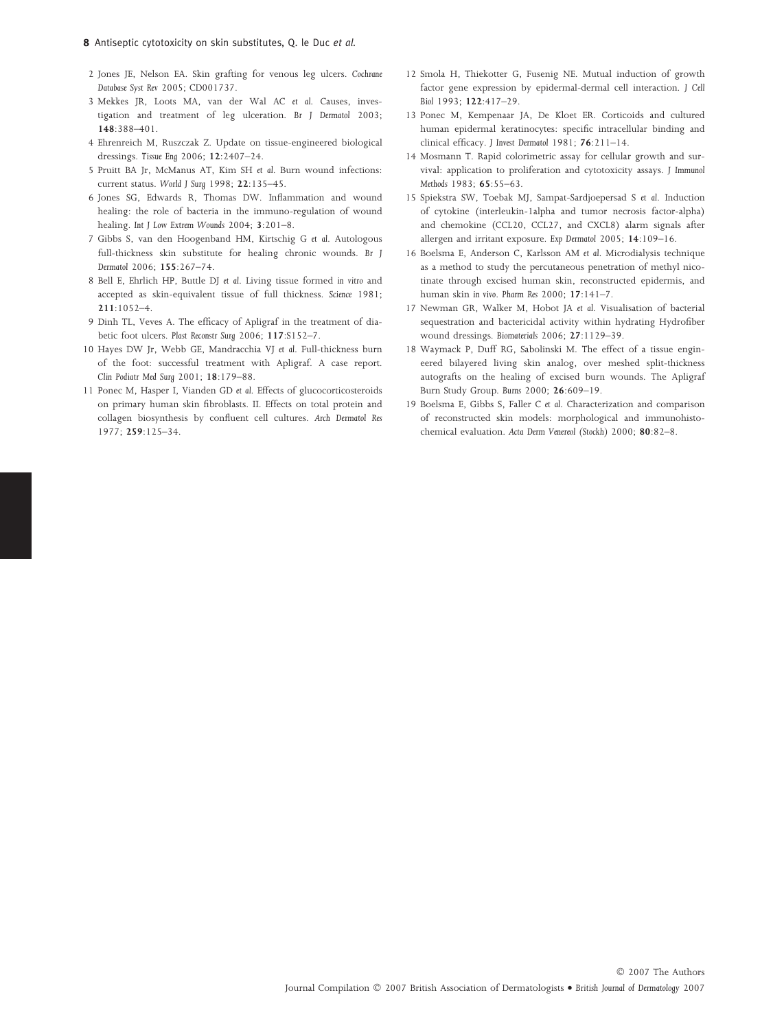2 Jones JE, Nelson EA. Skin grafting for venous leg ulcers. *Cochrane Database Syst Rev* 2005; CD001737.

3 Mekkes JR, Loots MA, van der Wal AC *et al.* Causes, investigation and treatment of leg ulceration. *Br J Dermatol* 2003; **148**:388–401.

4 Ehrenreich M, Ruszczak Z. Update on tissue-engineered biological dressings. *Tissue Eng* 2006; **12**:2407–24.

5 Pruitt BA Jr, McManus AT, Kim SH *et al.* Burn wound infections: current status. *World J Surg* 1998; **22**:135–45.

6 Jones SG, Edwards R, Thomas DW. Inflammation and wound healing: the role of bacteria in the immuno-regulation of wound healing. *Int J Low Extrem Wounds* 2004; **3**:201–8.

7 Gibbs S, van den Hoogenband HM, Kirtschig G *et al.* Autologous full-thickness skin substitute for healing chronic wounds. *Br J Dermatol* 2006; **155**:267–74.

8 Bell E, Ehrlich HP, Buttle DJ *et al.* Living tissue formed *in vitro* and accepted as skin-equivalent tissue of full thickness. *Science* 1981; **211**:1052–4.

9 Dinh TL, Veves A. The efficacy of Apligraf in the treatment of diabetic foot ulcers. *Plast Reconstr Surg* 2006; **117**:S152–7.

10 Hayes DW Jr, Webb GE, Mandracchia VJ *et al.* Full-thickness burn of the foot: successful treatment with Apligraf. A case report. *Clin Podiatr Med Surg* 2001; **18**:179–88.

11 Ponec M, Hasper I, Vianden GD *et al.* Effects of glucocorticosteroids on primary human skin fibroblasts. II. Effects on total protein and collagen biosynthesis by confluent cell cultures. *Arch Dermatol Res* 1977; **259**:125–34.

12 Smola H, Thiekotter G, Fusenig NE. Mutual induction of growth factor gene expression by epidermal-dermal cell interaction. *J Cell Biol* 1993; **122**:417–29.

13 Ponec M, Kempenaar JA, De Kloet ER. Corticoids and cultured human epidermal keratinocytes: specific intracellular binding and clinical efficacy. *J Invest Dermatol* 1981; **76**:211–14.

14 Mosmann T. Rapid colorimetric assay for cellular growth and survival: application to proliferation and cytotoxicity assays. *J Immunol Methods* 1983; **65**:55–63.

15 Spiekstra SW, Toebak MJ, Sampat-Sardjoepersad S *et al.* Induction of cytokine (interleukin-1alpha and tumor necrosis factor-alpha) and chemokine (CCL20, CCL27, and CXCL8) alarm signals after allergen and irritant exposure. *Exp Dermatol* 2005; **14**:109–16.

16 Boelsma E, Anderson C, Karlsson AM *et al.* Microdialysis technique as a method to study the percutaneous penetration of methyl nicotinate through excised human skin, reconstructed epidermis, and human skin *in vivo*. *Pharm Res* 2000; **17**:141–7.

17 Newman GR, Walker M, Hobot JA *et al.* Visualisation of bacterial sequestration and bactericidal activity within hydrating Hydrofiber wound dressings. *Biomaterials* 2006; **27**:1129–39.

18 Waymack P, Duff RG, Sabolinski M. The effect of a tissue engineered bilayered living skin analog, over meshed split-thickness autografts on the healing of excised burn wounds. The Apligraf Burn Study Group. *Burns* 2000; **26**:609–19.

19 Boelsma E, Gibbs S, Faller C *et al.* Characterization and comparison of reconstructed skin models: morphological and immunohistochemical evaluation. *Acta Derm Venereol (Stockh)* 2000; **80**:82–8.